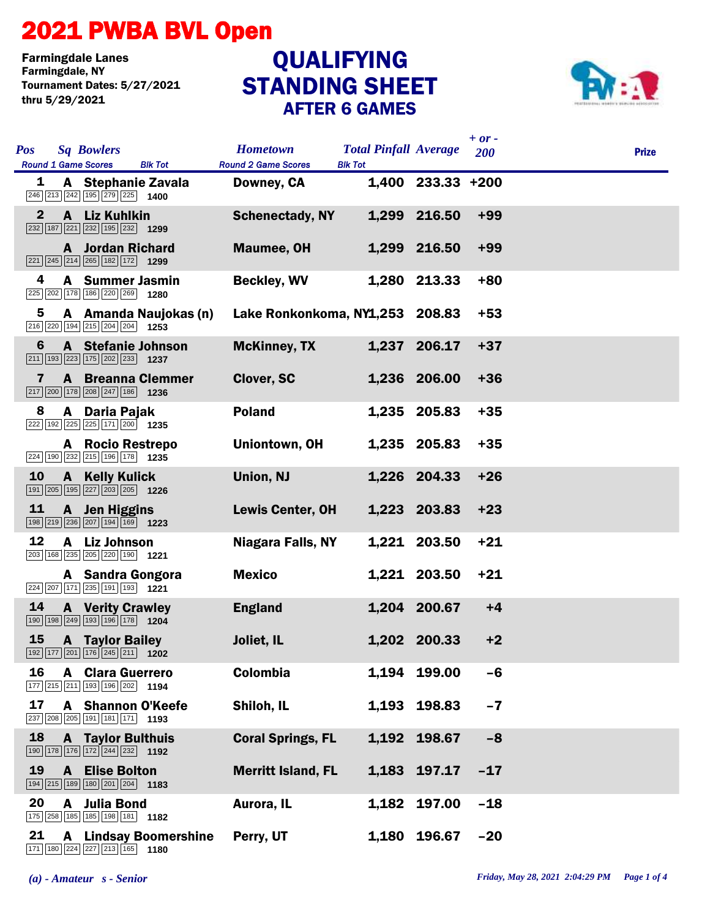# 2021 PWBA BVL Open

Farmingdale Lanes
Farmingdale, NY
Tournament Dates: 5/27/2021 thru 5/29/2021

## QUALIFYING STANDING SHEET
### AFTER 6 GAMES

| Pos | Sq | Bowlers | Round 1 Game Scores | Blk Tot | Hometown | Total Pinfall | Average | + or - 200 | Prize |
|---|---|---|---|---|---|---|---|---|---|
| 1 | A | Stephanie Zavala | 246 213 242 195 279 225 | 1400 | Downey, CA | 1,400 | 233.33 | +200 | |
| 2 | A | Liz Kuhlkin | 232 187 221 232 195 232 | 1299 | Schenectady, NY | 1,299 | 216.50 | +99 | |
| | A | Jordan Richard | 221 245 214 265 182 172 | 1299 | Maumee, OH | 1,299 | 216.50 | +99 | |
| 4 | A | Summer Jasmin | 225 202 178 186 220 269 | 1280 | Beckley, WV | 1,280 | 213.33 | +80 | |
| 5 | A | Amanda Naujokas (n) | 216 220 194 215 204 204 | 1253 | Lake Ronkonkoma, NY | 1,253 | 208.83 | +53 | |
| 6 | A | Stefanie Johnson | 211 193 223 175 202 233 | 1237 | McKinney, TX | 1,237 | 206.17 | +37 | |
| 7 | A | Breanna Clemmer | 217 200 178 208 247 186 | 1236 | Clover, SC | 1,236 | 206.00 | +36 | |
| 8 | A | Daria Pajak | 222 192 225 225 171 200 | 1235 | Poland | 1,235 | 205.83 | +35 | |
| | A | Rocio Restrepo | 224 190 232 215 196 178 | 1235 | Uniontown, OH | 1,235 | 205.83 | +35 | |
| 10 | A | Kelly Kulick | 191 205 195 227 203 205 | 1226 | Union, NJ | 1,226 | 204.33 | +26 | |
| 11 | A | Jen Higgins | 198 219 236 207 194 169 | 1223 | Lewis Center, OH | 1,223 | 203.83 | +23 | |
| 12 | A | Liz Johnson | 203 168 235 205 220 190 | 1221 | Niagara Falls, NY | 1,221 | 203.50 | +21 | |
| | A | Sandra Gongora | 224 207 171 235 191 193 | 1221 | Mexico | 1,221 | 203.50 | +21 | |
| 14 | A | Verity Crawley | 190 198 249 193 196 178 | 1204 | England | 1,204 | 200.67 | +4 | |
| 15 | A | Taylor Bailey | 192 177 201 176 245 211 | 1202 | Joliet, IL | 1,202 | 200.33 | +2 | |
| 16 | A | Clara Guerrero | 177 215 211 193 196 202 | 1194 | Colombia | 1,194 | 199.00 | -6 | |
| 17 | A | Shannon O'Keefe | 237 208 205 191 181 171 | 1193 | Shiloh, IL | 1,193 | 198.83 | -7 | |
| 18 | A | Taylor Bulthuis | 190 178 176 172 244 232 | 1192 | Coral Springs, FL | 1,192 | 198.67 | -8 | |
| 19 | A | Elise Bolton | 194 215 189 180 201 204 | 1183 | Merritt Island, FL | 1,183 | 197.17 | -17 | |
| 20 | A | Julia Bond | 175 258 185 185 198 181 | 1182 | Aurora, IL | 1,182 | 197.00 | -18 | |
| 21 | A | Lindsay Boomershine | 171 180 224 227 213 165 | 1180 | Perry, UT | 1,180 | 196.67 | -20 | |

*(a) - Amateur s - Senior*

*Friday, May 28, 2021 2:04:29 PM*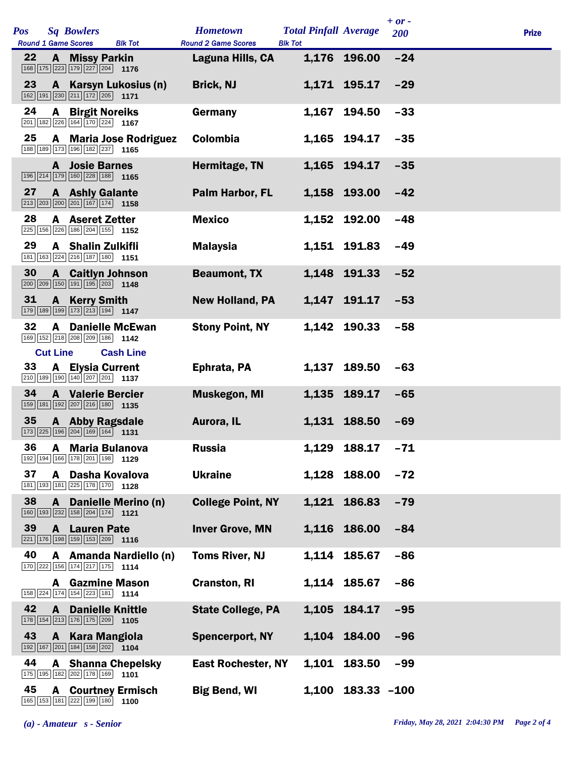| Pos | Sq | Bowlers | Round 1 Game Scores | Blk Tot | Hometown | Total Pinfall | Average | + or - 200 | Prize |
|---|---|---|---|---|---|---|---|---|---|
| 22 | A | Missy Parkin | 168 175 223 179 227 204 | 1176 | Laguna Hills, CA | 1,176 | 196.00 | -24 | |
| 23 | A | Karsyn Lukosius (n) | 162 191 230 211 172 205 | 1171 | Brick, NJ | 1,171 | 195.17 | -29 | |
| 24 | A | Birgit Noreiks | 201 182 226 164 170 224 | 1167 | Germany | 1,167 | 194.50 | -33 | |
| 25 | A | Maria Jose Rodriguez | 188 189 173 196 182 237 | 1165 | Colombia | 1,165 | 194.17 | -35 | |
| | A | Josie Barnes | 196 214 179 160 228 188 | 1165 | Hermitage, TN | 1,165 | 194.17 | -35 | |
| 27 | A | Ashly Galante | 213 203 200 201 167 174 | 1158 | Palm Harbor, FL | 1,158 | 193.00 | -42 | |
| 28 | A | Aseret Zetter | 225 156 226 186 204 155 | 1152 | Mexico | 1,152 | 192.00 | -48 | |
| 29 | A | Shalin Zulkifli | 181 163 224 216 187 180 | 1151 | Malaysia | 1,151 | 191.83 | -49 | |
| 30 | A | Caitlyn Johnson | 200 209 150 191 195 203 | 1148 | Beaumont, TX | 1,148 | 191.33 | -52 | |
| 31 | A | Kerry Smith | 179 189 199 173 213 194 | 1147 | New Holland, PA | 1,147 | 191.17 | -53 | |
| 32 | A | Danielle McEwan | 169 152 218 208 209 186 | 1142 | Stony Point, NY | 1,142 | 190.33 | -58 | |
| Cut Line | | Cash Line | | | | | | | |
| 33 | A | Elysia Current | 210 189 190 140 207 201 | 1137 | Ephrata, PA | 1,137 | 189.50 | -63 | |
| 34 | A | Valerie Bercier | 159 181 192 207 216 180 | 1135 | Muskegon, MI | 1,135 | 189.17 | -65 | |
| 35 | A | Abby Ragsdale | 173 225 196 204 169 164 | 1131 | Aurora, IL | 1,131 | 188.50 | -69 | |
| 36 | A | Maria Bulanova | 192 194 166 178 201 198 | 1129 | Russia | 1,129 | 188.17 | -71 | |
| 37 | A | Dasha Kovalova | 181 193 181 225 178 170 | 1128 | Ukraine | 1,128 | 188.00 | -72 | |
| 38 | A | Danielle Merino (n) | 160 193 232 158 204 174 | 1121 | College Point, NY | 1,121 | 186.83 | -79 | |
| 39 | A | Lauren Pate | 221 176 198 159 153 209 | 1116 | Inver Grove, MN | 1,116 | 186.00 | -84 | |
| 40 | A | Amanda Nardiello (n) | 170 222 156 174 217 175 | 1114 | Toms River, NJ | 1,114 | 185.67 | -86 | |
| | A | Gazmine Mason | 158 224 174 154 223 181 | 1114 | Cranston, RI | 1,114 | 185.67 | -86 | |
| 42 | A | Danielle Knittle | 178 154 213 176 175 209 | 1105 | State College, PA | 1,105 | 184.17 | -95 | |
| 43 | A | Kara Mangiola | 192 167 201 184 158 202 | 1104 | Spencerport, NY | 1,104 | 184.00 | -96 | |
| 44 | A | Shanna Chepelsky | 175 195 182 202 178 169 | 1101 | East Rochester, NY | 1,101 | 183.50 | -99 | |
| 45 | A | Courtney Ermisch | 165 153 181 222 199 180 | 1100 | Big Bend, WI | 1,100 | 183.33 | -100 | |

*(a) - Amateur s - Senior*

*Friday, May 28, 2021 2:04:30 PM*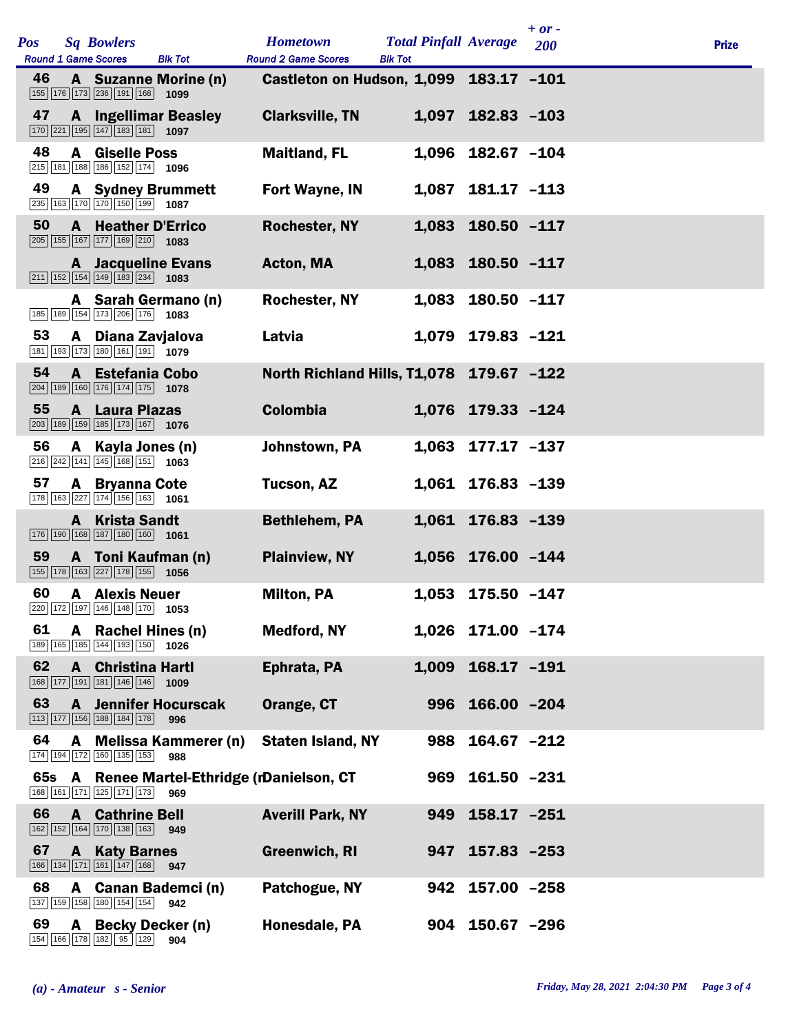| Pos | Sq | Bowlers | Hometown | Total Pinfall | Average | + or - 200 | Prize |
|---|---|---|---|---|---|---|---|
| | | Round 1 Game Scores / Blk Tot | Round 2 Game Scores / Blk Tot | | | | |
| 46 | A | Suzanne Morine (n)<br>155 176 173 236 191 168 1099 | Castleton on Hudson, | 1,099 | 183.17 | -101 | |
| 47 | A | Ingellimar Beasley<br>170 221 195 147 183 181 1097 | Clarksville, TN | 1,097 | 182.83 | -103 | |
| 48 | A | Giselle Poss<br>215 181 188 186 152 174 1096 | Maitland, FL | 1,096 | 182.67 | -104 | |
| 49 | A | Sydney Brummett<br>235 163 170 170 150 199 1087 | Fort Wayne, IN | 1,087 | 181.17 | -113 | |
| 50 | A | Heather D'Errico<br>205 155 167 177 169 210 1083 | Rochester, NY | 1,083 | 180.50 | -117 | |
| | A | Jacqueline Evans<br>211 152 154 149 183 234 1083 | Acton, MA | 1,083 | 180.50 | -117 | |
| | A | Sarah Germano (n)<br>185 189 154 173 206 176 1083 | Rochester, NY | 1,083 | 180.50 | -117 | |
| 53 | A | Diana Zavjalova<br>181 193 173 180 161 191 1079 | Latvia | 1,079 | 179.83 | -121 | |
| 54 | A | Estefania Cobo<br>204 189 160 176 174 175 1078 | North Richland Hills, T | 1,078 | 179.67 | -122 | |
| 55 | A | Laura Plazas<br>203 189 159 185 173 167 1076 | Colombia | 1,076 | 179.33 | -124 | |
| 56 | A | Kayla Jones (n)<br>216 242 141 145 168 151 1063 | Johnstown, PA | 1,063 | 177.17 | -137 | |
| 57 | A | Bryanna Cote<br>178 163 227 174 156 163 1061 | Tucson, AZ | 1,061 | 176.83 | -139 | |
| | A | Krista Sandt<br>176 190 168 187 180 160 1061 | Bethlehem, PA | 1,061 | 176.83 | -139 | |
| 59 | A | Toni Kaufman (n)<br>155 178 163 227 178 155 1056 | Plainview, NY | 1,056 | 176.00 | -144 | |
| 60 | A | Alexis Neuer<br>220 172 197 146 148 170 1053 | Milton, PA | 1,053 | 175.50 | -147 | |
| 61 | A | Rachel Hines (n)<br>189 165 185 144 193 150 1026 | Medford, NY | 1,026 | 171.00 | -174 | |
| 62 | A | Christina Hartl<br>168 177 191 181 146 146 1009 | Ephrata, PA | 1,009 | 168.17 | -191 | |
| 63 | A | Jennifer Hocurscak<br>113 177 156 188 184 178 996 | Orange, CT | 996 | 166.00 | -204 | |
| 64 | A | Melissa Kammerer (n)<br>174 194 172 160 135 153 988 | Staten Island, NY | 988 | 164.67 | -212 | |
| 65s | A | Renee Martel-Ethridge (n<br>168 161 171 125 171 173 969 | Danielson, CT | 969 | 161.50 | -231 | |
| 66 | A | Cathrine Bell<br>162 152 164 170 138 163 949 | Averill Park, NY | 949 | 158.17 | -251 | |
| 67 | A | Katy Barnes<br>166 134 171 161 147 168 947 | Greenwich, RI | 947 | 157.83 | -253 | |
| 68 | A | Canan Bademci (n)<br>137 159 158 180 154 154 942 | Patchogue, NY | 942 | 157.00 | -258 | |
| 69 | A | Becky Decker (n)<br>154 166 178 182 95 129 904 | Honesdale, PA | 904 | 150.67 | -296 | |

*(a) - Amateur   s - Senior*

*Friday, May 28, 2021 2:04:30 PM*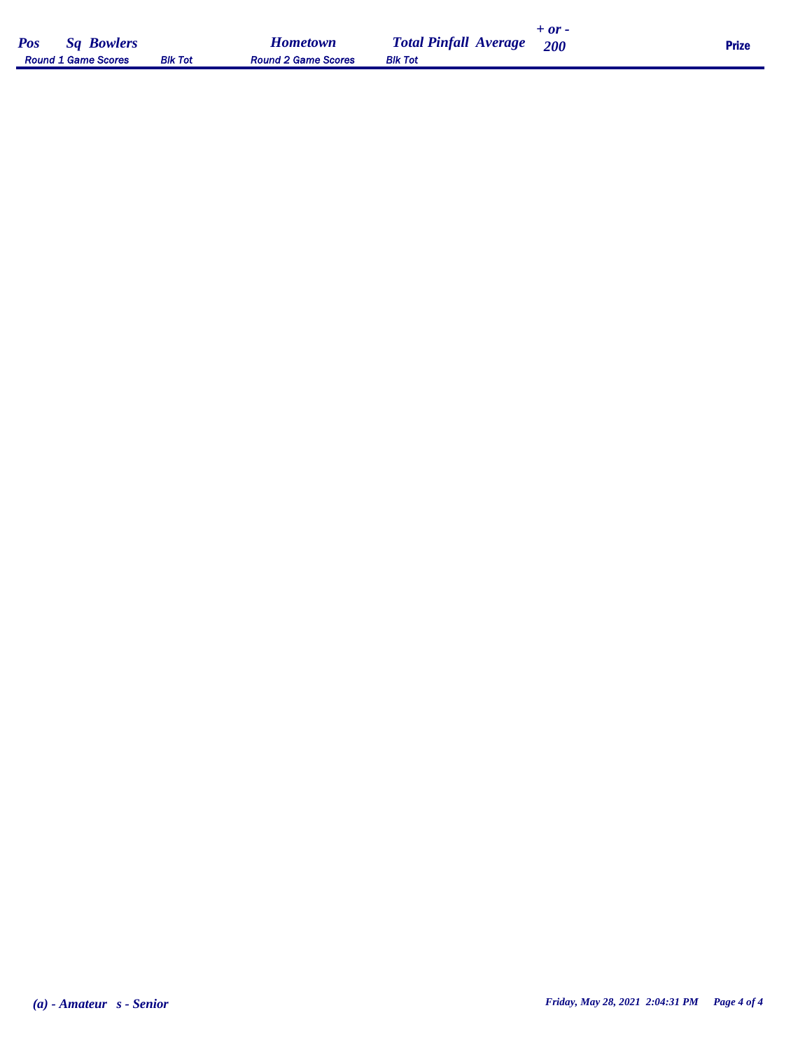| Pos | Sq | Bowlers | Hometown | Total Pinfall | Average | + or - 200 | Prize |
|---|---|---|---|---|---|---|---|
| Round 1 Game Scores | | Blk Tot | Round 2 Game Scores | Blk Tot | | | |

(a) - Amateur s - Senior